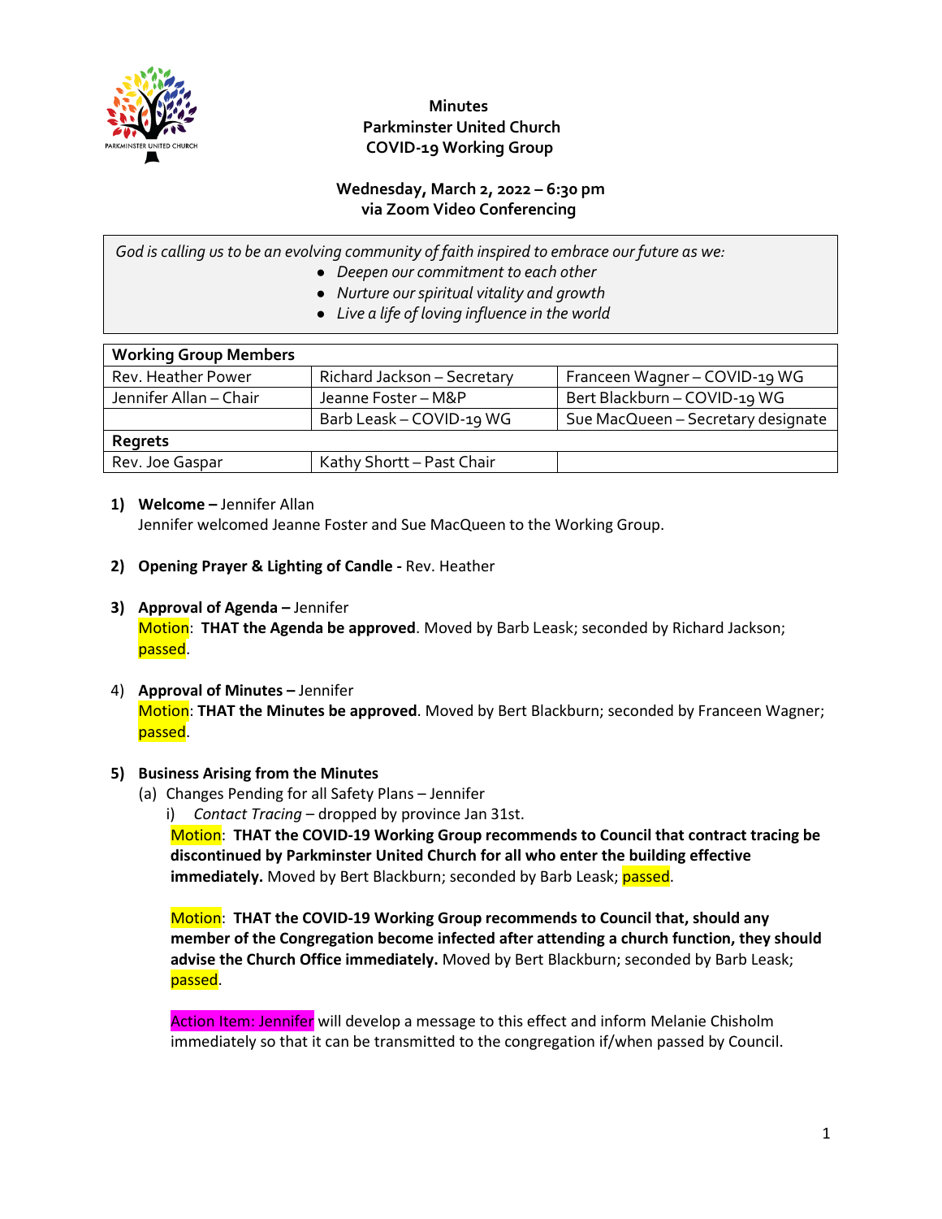**Minutes**
**Parkminster United Church**
**COVID-19 Working Group**

**Wednesday, March 2, 2022 – 6:30 pm**
**via Zoom Video Conferencing**

*God is calling us to be an evolving community of faith inspired to embrace our future as we:*

- *Deepen our commitment to each other*
- *Nurture our spiritual vitality and growth*
- *Live a life of loving influence in the world*

| **Working Group Members** | | |
|---|---|---|
| Rev. Heather Power | Richard Jackson – Secretary | Franceen Wagner – COVID-19 WG |
| Jennifer Allan – Chair | Jeanne Foster – M&P | Bert Blackburn – COVID-19 WG |
| | Barb Leask – COVID-19 WG | Sue MacQueen – Secretary designate |
| **Regrets** | | |
| Rev. Joe Gaspar | Kathy Shortt – Past Chair | |

1) **Welcome –** Jennifer Allan
   Jennifer welcomed Jeanne Foster and Sue MacQueen to the Working Group.

2) **Opening Prayer & Lighting of Candle -** Rev. Heather

3) **Approval of Agenda –** Jennifer
   Motion: **THAT the Agenda be approved**. Moved by Barb Leask; seconded by Richard Jackson; passed.

4) **Approval of Minutes –** Jennifer
   Motion: **THAT the Minutes be approved**. Moved by Bert Blackburn; seconded by Franceen Wagner; passed.

5) **Business Arising from the Minutes**
   (a) Changes Pending for all Safety Plans – Jennifer
   i) *Contact Tracing* – dropped by province Jan 31st.
   Motion: **THAT the COVID-19 Working Group recommends to Council that contract tracing be discontinued by Parkminster United Church for all who enter the building effective immediately.** Moved by Bert Blackburn; seconded by Barb Leask; passed.

   Motion: **THAT the COVID-19 Working Group recommends to Council that, should any member of the Congregation become infected after attending a church function, they should advise the Church Office immediately.** Moved by Bert Blackburn; seconded by Barb Leask; passed.

   Action Item: Jennifer will develop a message to this effect and inform Melanie Chisholm immediately so that it can be transmitted to the congregation if/when passed by Council.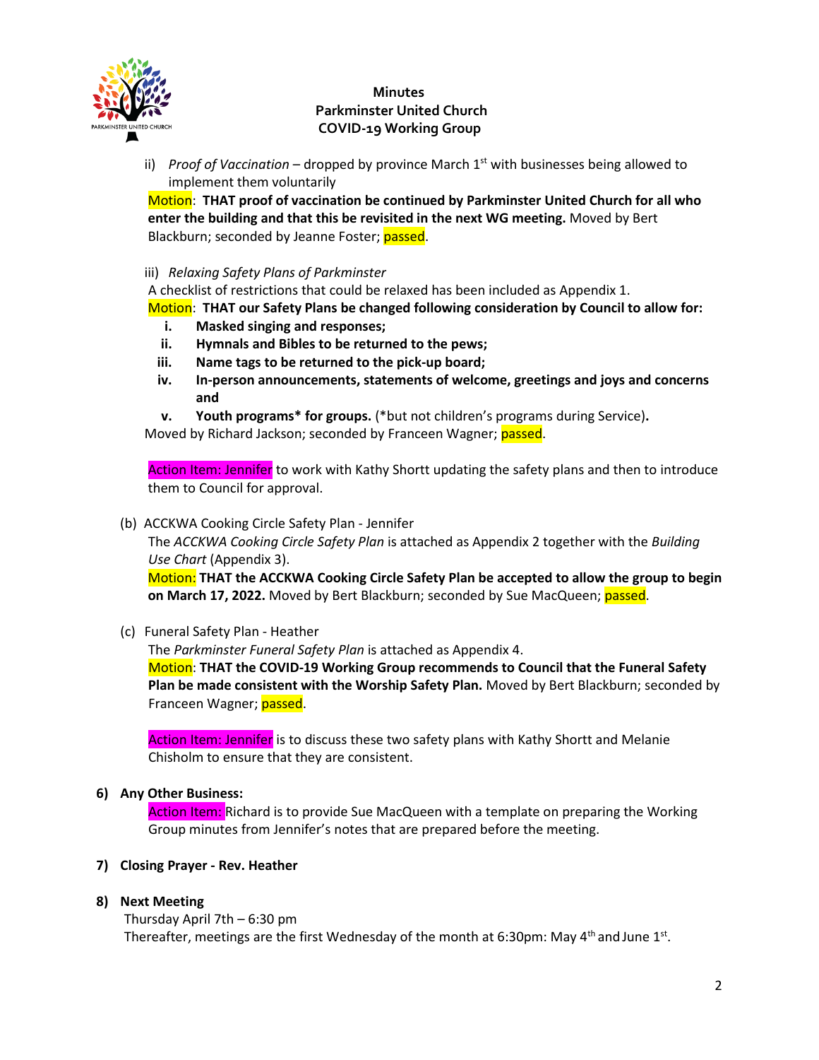Minutes
Parkminster United Church
COVID-19 Working Group

ii) *Proof of Vaccination* – dropped by province March 1st with businesses being allowed to implement them voluntarily

Motion: **THAT proof of vaccination be continued by Parkminster United Church for all who enter the building and that this be revisited in the next WG meeting.** Moved by Bert Blackburn; seconded by Jeanne Foster; passed.

iii) *Relaxing Safety Plans of Parkminster*

A checklist of restrictions that could be relaxed has been included as Appendix 1.

Motion: **THAT our Safety Plans be changed following consideration by Council to allow for:**

i. **Masked singing and responses;**
ii. **Hymnals and Bibles to be returned to the pews;**
iii. **Name tags to be returned to the pick-up board;**
iv. **In-person announcements, statements of welcome, greetings and joys and concerns and**
v. **Youth programs* for groups.** (*but not children's programs during Service)**.**

Moved by Richard Jackson; seconded by Franceen Wagner; passed.

Action Item: Jennifer to work with Kathy Shortt updating the safety plans and then to introduce them to Council for approval.

(b) ACCKWA Cooking Circle Safety Plan - Jennifer

The *ACCKWA Cooking Circle Safety Plan* is attached as Appendix 2 together with the *Building Use Chart* (Appendix 3).

Motion: **THAT the ACCKWA Cooking Circle Safety Plan be accepted to allow the group to begin on March 17, 2022.** Moved by Bert Blackburn; seconded by Sue MacQueen; passed.

(c) Funeral Safety Plan - Heather

The *Parkminster Funeral Safety Plan* is attached as Appendix 4.

Motion: **THAT the COVID-19 Working Group recommends to Council that the Funeral Safety Plan be made consistent with the Worship Safety Plan.** Moved by Bert Blackburn; seconded by Franceen Wagner; passed.

Action Item: Jennifer is to discuss these two safety plans with Kathy Shortt and Melanie Chisholm to ensure that they are consistent.

**6) Any Other Business:**

Action Item: Richard is to provide Sue MacQueen with a template on preparing the Working Group minutes from Jennifer's notes that are prepared before the meeting.

**7) Closing Prayer - Rev. Heather**

**8) Next Meeting**

Thursday April 7th – 6:30 pm

Thereafter, meetings are the first Wednesday of the month at 6:30pm: May 4th and June 1st.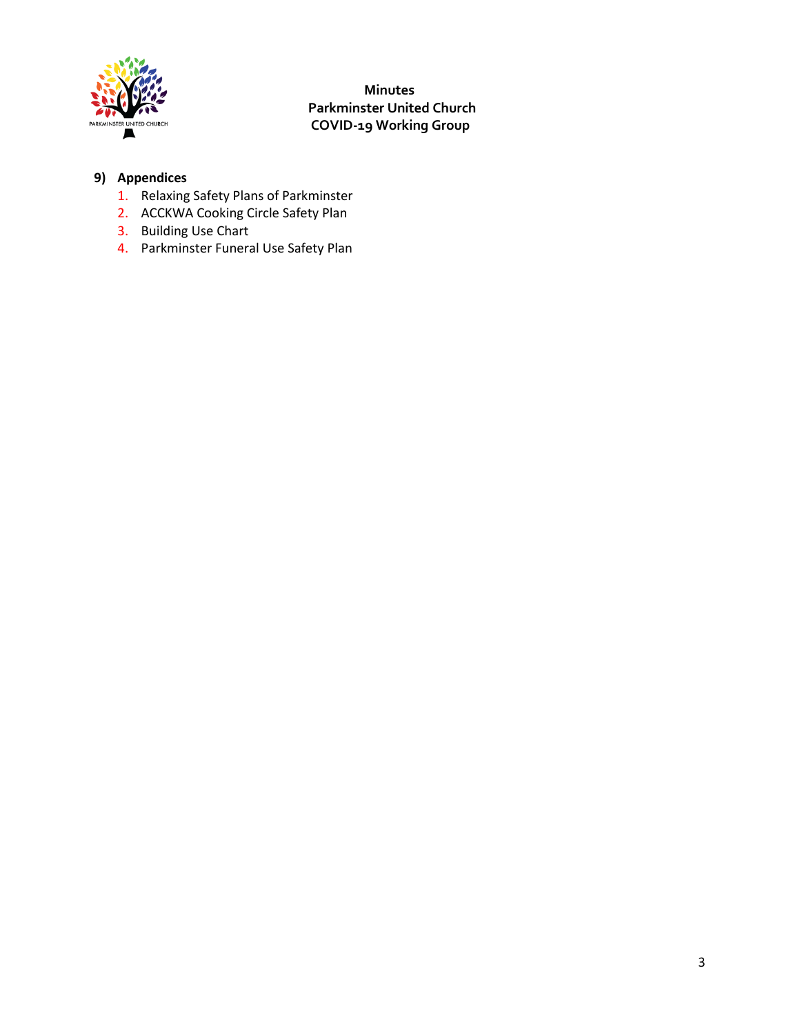**Minutes**
**Parkminster United Church**
**COVID-19 Working Group**

**9) Appendices**

1. Relaxing Safety Plans of Parkminster
2. ACCKWA Cooking Circle Safety Plan
3. Building Use Chart
4. Parkminster Funeral Use Safety Plan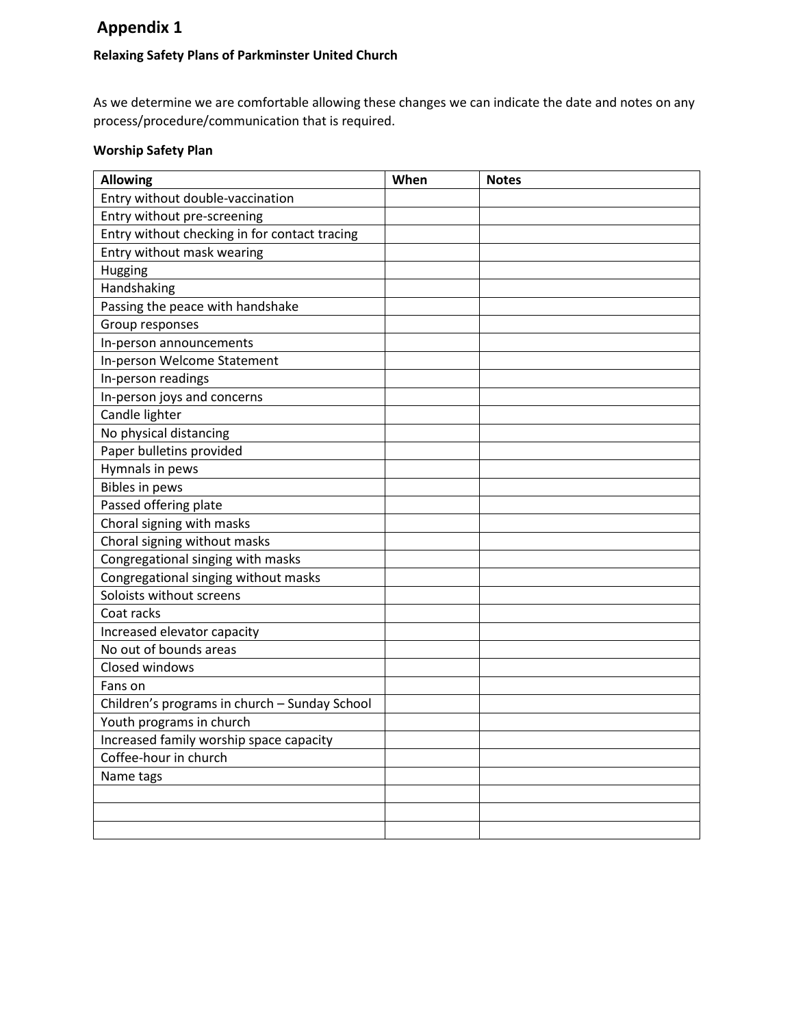# Appendix 1

**Relaxing Safety Plans of Parkminster United Church**

As we determine we are comfortable allowing these changes we can indicate the date and notes on any process/procedure/communication that is required.

**Worship Safety Plan**

| Allowing | When | Notes |
|---|---|---|
| Entry without double-vaccination | | |
| Entry without pre-screening | | |
| Entry without checking in for contact tracing | | |
| Entry without mask wearing | | |
| Hugging | | |
| Handshaking | | |
| Passing the peace with handshake | | |
| Group responses | | |
| In-person announcements | | |
| In-person Welcome Statement | | |
| In-person readings | | |
| In-person joys and concerns | | |
| Candle lighter | | |
| No physical distancing | | |
| Paper bulletins provided | | |
| Hymnals in pews | | |
| Bibles in pews | | |
| Passed offering plate | | |
| Choral signing with masks | | |
| Choral signing without masks | | |
| Congregational singing with masks | | |
| Congregational singing without masks | | |
| Soloists without screens | | |
| Coat racks | | |
| Increased elevator capacity | | |
| No out of bounds areas | | |
| Closed windows | | |
| Fans on | | |
| Children's programs in church – Sunday School | | |
| Youth programs in church | | |
| Increased family worship space capacity | | |
| Coffee-hour in church | | |
| Name tags | | |
| | | |
| | | |
| | | |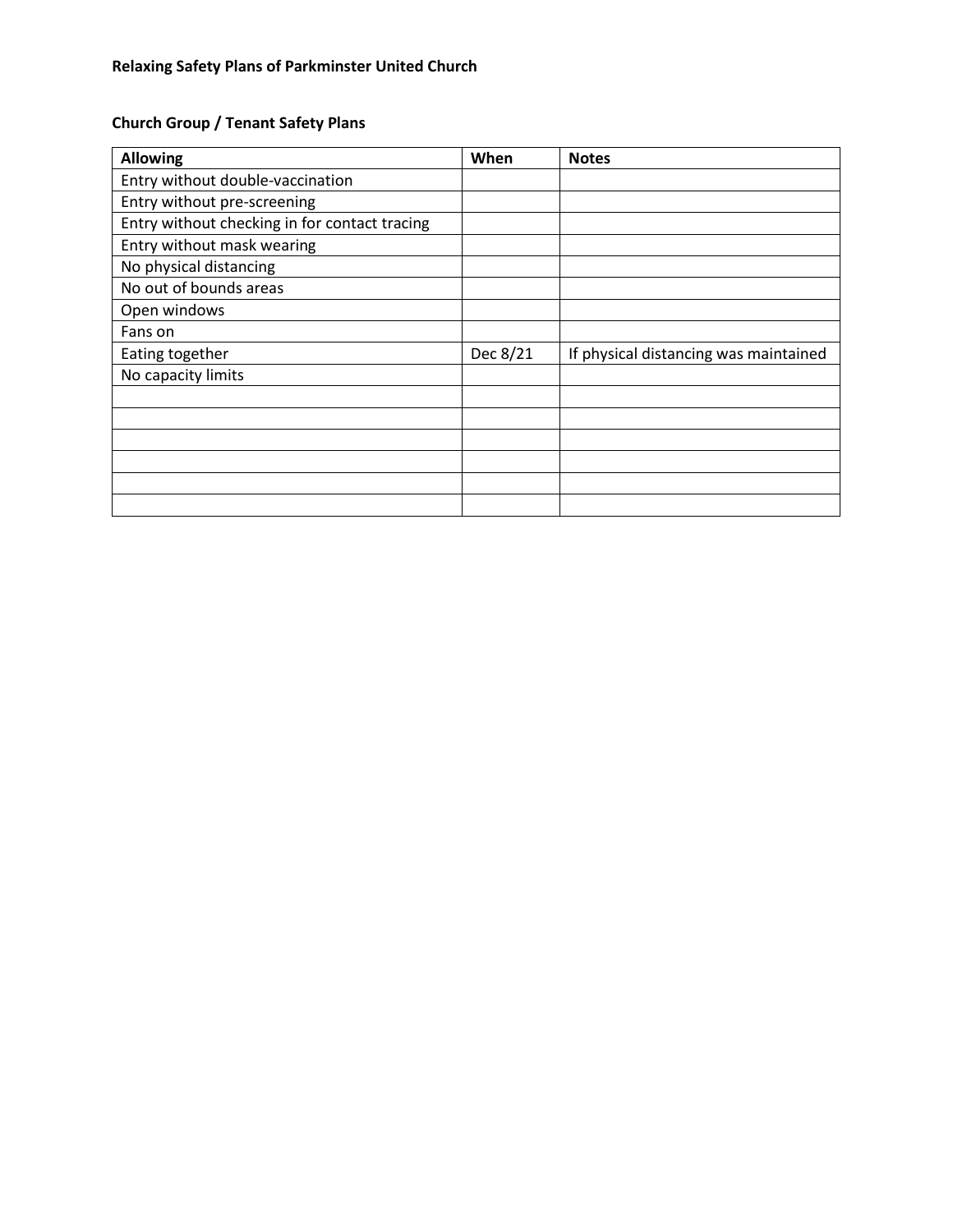**Relaxing Safety Plans of Parkminster United Church**

**Church Group / Tenant Safety Plans**

| Allowing | When | Notes |
| --- | --- | --- |
| Entry without double-vaccination | | |
| Entry without pre-screening | | |
| Entry without checking in for contact tracing | | |
| Entry without mask wearing | | |
| No physical distancing | | |
| No out of bounds areas | | |
| Open windows | | |
| Fans on | | |
| Eating together | Dec 8/21 | If physical distancing was maintained |
| No capacity limits | | |
| | | |
| | | |
| | | |
| | | |
| | | |
| | | |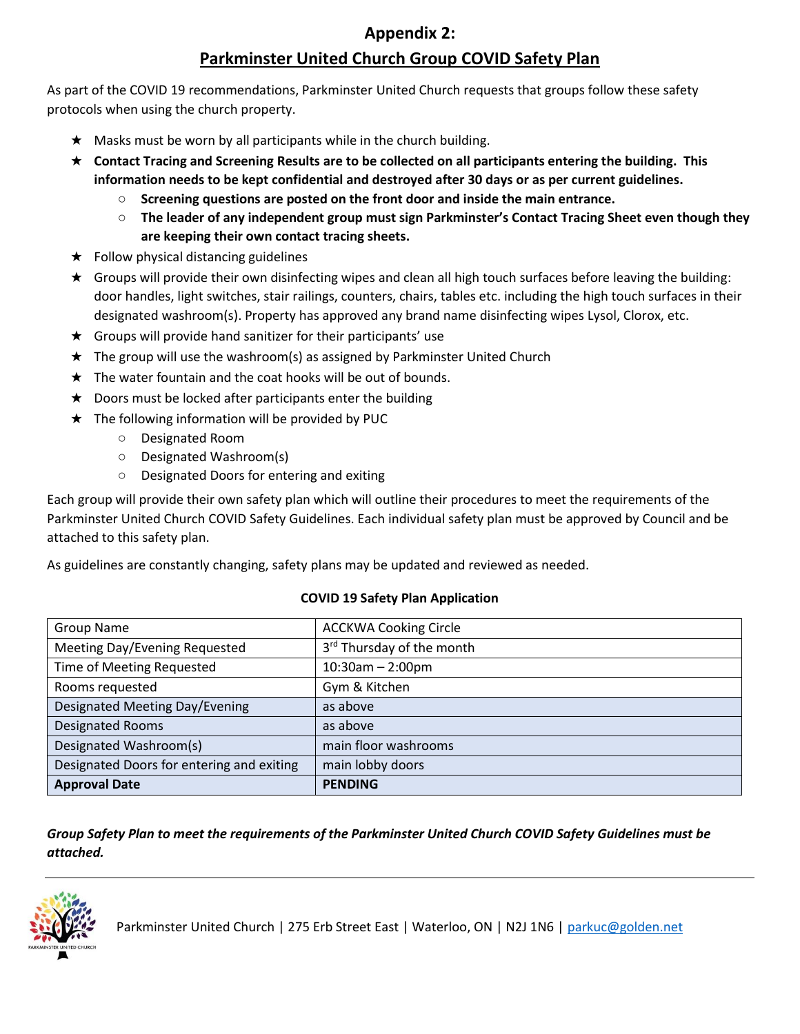# Appendix 2:

## Parkminster United Church Group COVID Safety Plan

As part of the COVID 19 recommendations, Parkminster United Church requests that groups follow these safety protocols when using the church property.

- Masks must be worn by all participants while in the church building.
- **Contact Tracing and Screening Results are to be collected on all participants entering the building. This information needs to be kept confidential and destroyed after 30 days or as per current guidelines.**
  - **Screening questions are posted on the front door and inside the main entrance.**
  - **The leader of any independent group must sign Parkminster's Contact Tracing Sheet even though they are keeping their own contact tracing sheets.**
- Follow physical distancing guidelines
- Groups will provide their own disinfecting wipes and clean all high touch surfaces before leaving the building: door handles, light switches, stair railings, counters, chairs, tables etc. including the high touch surfaces in their designated washroom(s). Property has approved any brand name disinfecting wipes Lysol, Clorox, etc.
- Groups will provide hand sanitizer for their participants' use
- The group will use the washroom(s) as assigned by Parkminster United Church
- The water fountain and the coat hooks will be out of bounds.
- Doors must be locked after participants enter the building
- The following information will be provided by PUC
  - Designated Room
  - Designated Washroom(s)
  - Designated Doors for entering and exiting

Each group will provide their own safety plan which will outline their procedures to meet the requirements of the Parkminster United Church COVID Safety Guidelines. Each individual safety plan must be approved by Council and be attached to this safety plan.

As guidelines are constantly changing, safety plans may be updated and reviewed as needed.

**COVID 19 Safety Plan Application**

| | |
|---|---|
| Group Name | ACCKWA Cooking Circle |
| Meeting Day/Evening Requested | 3rd Thursday of the month |
| Time of Meeting Requested | 10:30am – 2:00pm |
| Rooms requested | Gym & Kitchen |
| Designated Meeting Day/Evening | as above |
| Designated Rooms | as above |
| Designated Washroom(s) | main floor washrooms |
| Designated Doors for entering and exiting | main lobby doors |
| **Approval Date** | **PENDING** |

***Group Safety Plan to meet the requirements of the Parkminster United Church COVID Safety Guidelines must be attached.***

Parkminster United Church | 275 Erb Street East | Waterloo, ON | N2J 1N6 | parkuc@golden.net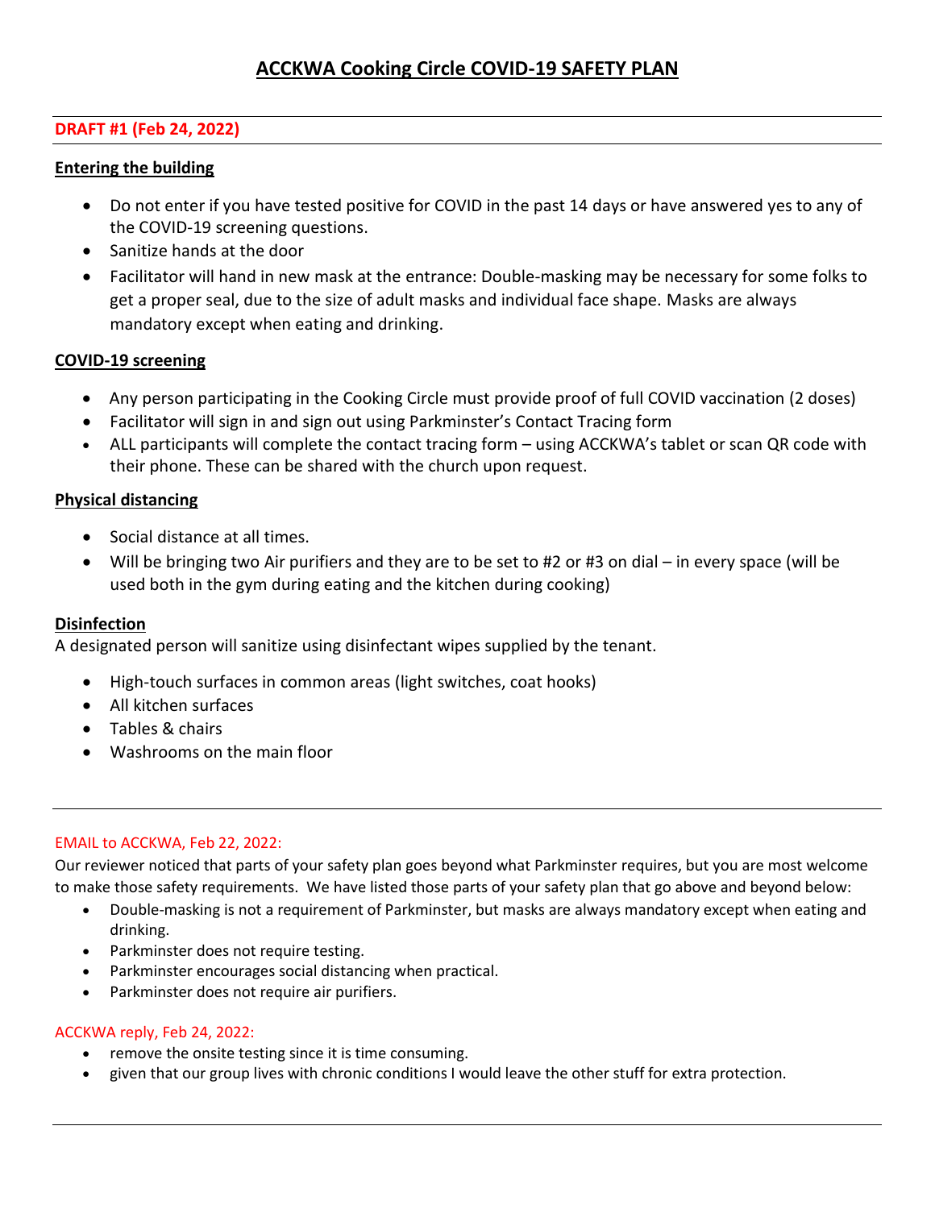# ACCKWA Cooking Circle COVID-19 SAFETY PLAN

---

**DRAFT #1 (Feb 24, 2022)**

---

**Entering the building**

- Do not enter if you have tested positive for COVID in the past 14 days or have answered yes to any of the COVID-19 screening questions.
- Sanitize hands at the door
- Facilitator will hand in new mask at the entrance: Double-masking may be necessary for some folks to get a proper seal, due to the size of adult masks and individual face shape. Masks are always mandatory except when eating and drinking.

**COVID-19 screening**

- Any person participating in the Cooking Circle must provide proof of full COVID vaccination (2 doses)
- Facilitator will sign in and sign out using Parkminster's Contact Tracing form
- ALL participants will complete the contact tracing form – using ACCKWA's tablet or scan QR code with their phone. These can be shared with the church upon request.

**Physical distancing**

- Social distance at all times.
- Will be bringing two Air purifiers and they are to be set to #2 or #3 on dial – in every space (will be used both in the gym during eating and the kitchen during cooking)

**Disinfection**

A designated person will sanitize using disinfectant wipes supplied by the tenant.

- High-touch surfaces in common areas (light switches, coat hooks)
- All kitchen surfaces
- Tables & chairs
- Washrooms on the main floor

---

EMAIL to ACCKWA, Feb 22, 2022:

Our reviewer noticed that parts of your safety plan goes beyond what Parkminster requires, but you are most welcome to make those safety requirements. We have listed those parts of your safety plan that go above and beyond below:

- Double-masking is not a requirement of Parkminster, but masks are always mandatory except when eating and drinking.
- Parkminster does not require testing.
- Parkminster encourages social distancing when practical.
- Parkminster does not require air purifiers.

ACCKWA reply, Feb 24, 2022:

- remove the onsite testing since it is time consuming.
- given that our group lives with chronic conditions I would leave the other stuff for extra protection.

---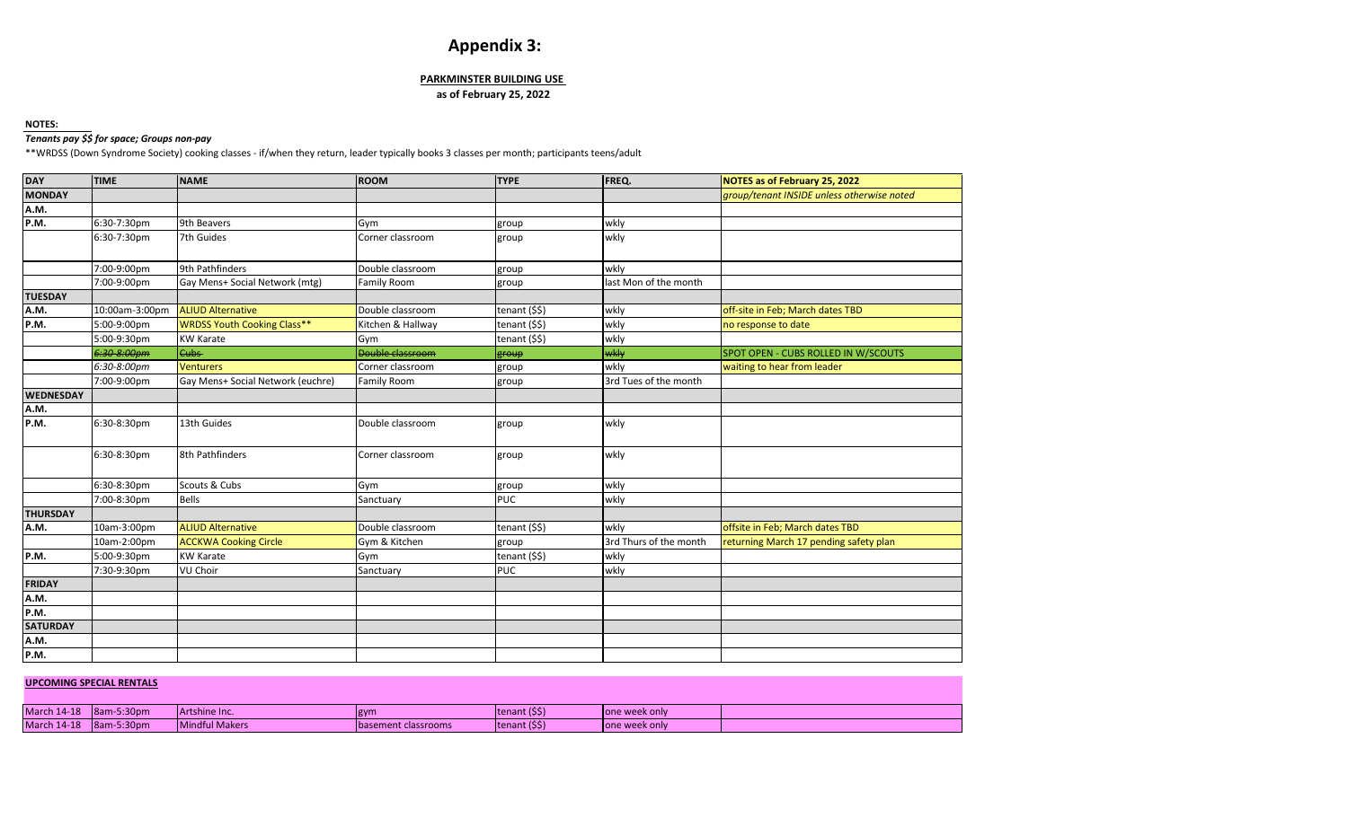# Appendix 3:

**PARKMINSTER BUILDING USE**

**as of February 25, 2022**

**NOTES:**

***Tenants pay $$ for space; Groups non-pay***

**WRDSS (Down Syndrome Society) cooking classes - if/when they return, leader typically books 3 classes per month; participants teens/adult

| DAY | TIME | NAME | ROOM | TYPE | FREQ. | NOTES as of February 25, 2022 |
|---|---|---|---|---|---|---|
| **MONDAY** | | | | | | *group/tenant INSIDE unless otherwise noted* |
| **A.M.** | | | | | | |
| **P.M.** | 6:30-7:30pm | 9th Beavers | Gym | group | wkly | |
| | 6:30-7:30pm | 7th Guides | Corner classroom | group | wkly | |
| | 7:00-9:00pm | 9th Pathfinders | Double classroom | group | wkly | |
| | 7:00-9:00pm | Gay Mens+ Social Network (mtg) | Family Room | group | last Mon of the month | |
| **TUESDAY** | | | | | | |
| **A.M.** | 10:00am-3:00pm | ALIUD Alternative | Double classroom | tenant ($$) | wkly | off-site in Feb; March dates TBD |
| **P.M.** | 5:00-9:00pm | WRDSS Youth Cooking Class** | Kitchen & Hallway | tenant ($$) | wkly | no response to date |
| | 5:00-9:30pm | KW Karate | Gym | tenant ($$) | wkly | |
| | ~~6:30-8:00pm~~ | ~~Cubs~~ | ~~Double classroom~~ | ~~group~~ | ~~wkly~~ | SPOT OPEN - CUBS ROLLED IN W/SCOUTS |
| | *6:30-8:00pm* | Venturers | Corner classroom | group | wkly | waiting to hear from leader |
| | 7:00-9:00pm | Gay Mens+ Social Network (euchre) | Family Room | group | 3rd Tues of the month | |
| **WEDNESDAY** | | | | | | |
| **A.M.** | | | | | | |
| **P.M.** | 6:30-8:30pm | 13th Guides | Double classroom | group | wkly | |
| | 6:30-8:30pm | 8th Pathfinders | Corner classroom | group | wkly | |
| | 6:30-8:30pm | Scouts & Cubs | Gym | group | wkly | |
| | 7:00-8:30pm | Bells | Sanctuary | PUC | wkly | |
| **THURSDAY** | | | | | | |
| **A.M.** | 10am-3:00pm | ALIUD Alternative | Double classroom | tenant ($$) | wkly | offsite in Feb; March dates TBD |
| | 10am-2:00pm | ACCKWA Cooking Circle | Gym & Kitchen | group | 3rd Thurs of the month | returning March 17 pending safety plan |
| **P.M.** | 5:00-9:30pm | KW Karate | Gym | tenant ($$) | wkly | |
| | 7:30-9:30pm | VU Choir | Sanctuary | PUC | wkly | |
| **FRIDAY** | | | | | | |
| **A.M.** | | | | | | |
| **P.M.** | | | | | | |
| **SATURDAY** | | | | | | |
| **A.M.** | | | | | | |
| **P.M.** | | | | | | |

**UPCOMING SPECIAL RENTALS**

| | | | | | | |
|---|---|---|---|---|---|---|
| March 14-18 | 8am-5:30pm | Artshine Inc. | gym | tenant ($$) | one week only | |
| March 14-18 | 8am-5:30pm | Mindful Makers | basement classrooms | tenant ($$) | one week only | |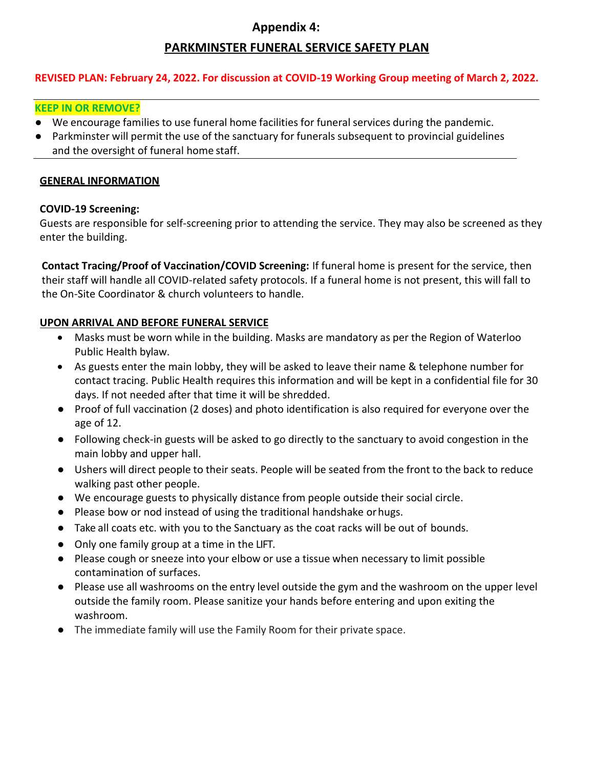## Appendix 4:

## PARKMINSTER FUNERAL SERVICE SAFETY PLAN

**REVISED PLAN: February 24, 2022. For discussion at COVID-19 Working Group meeting of March 2, 2022.**

---

**KEEP IN OR REMOVE?**

- We encourage families to use funeral home facilities for funeral services during the pandemic.
- Parkminster will permit the use of the sanctuary for funerals subsequent to provincial guidelines and the oversight of funeral home staff.

---

### GENERAL INFORMATION

**COVID-19 Screening:**
Guests are responsible for self-screening prior to attending the service. They may also be screened as they enter the building.

**Contact Tracing/Proof of Vaccination/COVID Screening:** If funeral home is present for the service, then their staff will handle all COVID-related safety protocols. If a funeral home is not present, this will fall to the On-Site Coordinator & church volunteers to handle.

### UPON ARRIVAL AND BEFORE FUNERAL SERVICE

- Masks must be worn while in the building. Masks are mandatory as per the Region of Waterloo Public Health bylaw.
- As guests enter the main lobby, they will be asked to leave their name & telephone number for contact tracing. Public Health requires this information and will be kept in a confidential file for 30 days. If not needed after that time it will be shredded.
- Proof of full vaccination (2 doses) and photo identification is also required for everyone over the age of 12.
- Following check-in guests will be asked to go directly to the sanctuary to avoid congestion in the main lobby and upper hall.
- Ushers will direct people to their seats. People will be seated from the front to the back to reduce walking past other people.
- We encourage guests to physically distance from people outside their social circle.
- Please bow or nod instead of using the traditional handshake or hugs.
- Take all coats etc. with you to the Sanctuary as the coat racks will be out of bounds.
- Only one family group at a time in the LIFT.
- Please cough or sneeze into your elbow or use a tissue when necessary to limit possible contamination of surfaces.
- Please use all washrooms on the entry level outside the gym and the washroom on the upper level outside the family room. Please sanitize your hands before entering and upon exiting the washroom.
- The immediate family will use the Family Room for their private space.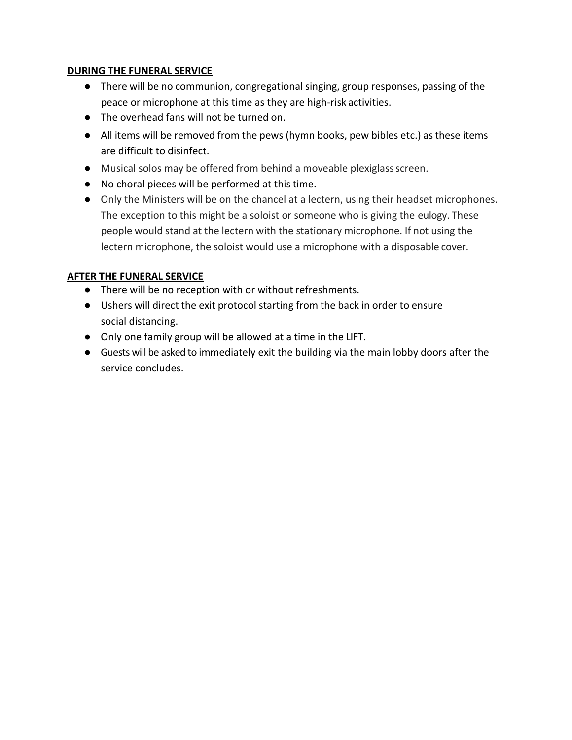**DURING THE FUNERAL SERVICE**

- There will be no communion, congregational singing, group responses, passing of the peace or microphone at this time as they are high-risk activities.
- The overhead fans will not be turned on.
- All items will be removed from the pews (hymn books, pew bibles etc.) as these items are difficult to disinfect.
- Musical solos may be offered from behind a moveable plexiglass screen.
- No choral pieces will be performed at this time.
- Only the Ministers will be on the chancel at a lectern, using their headset microphones. The exception to this might be a soloist or someone who is giving the eulogy. These people would stand at the lectern with the stationary microphone. If not using the lectern microphone, the soloist would use a microphone with a disposable cover.

**AFTER THE FUNERAL SERVICE**

- There will be no reception with or without refreshments.
- Ushers will direct the exit protocol starting from the back in order to ensure social distancing.
- Only one family group will be allowed at a time in the LIFT.
- Guests will be asked to immediately exit the building via the main lobby doors after the service concludes.